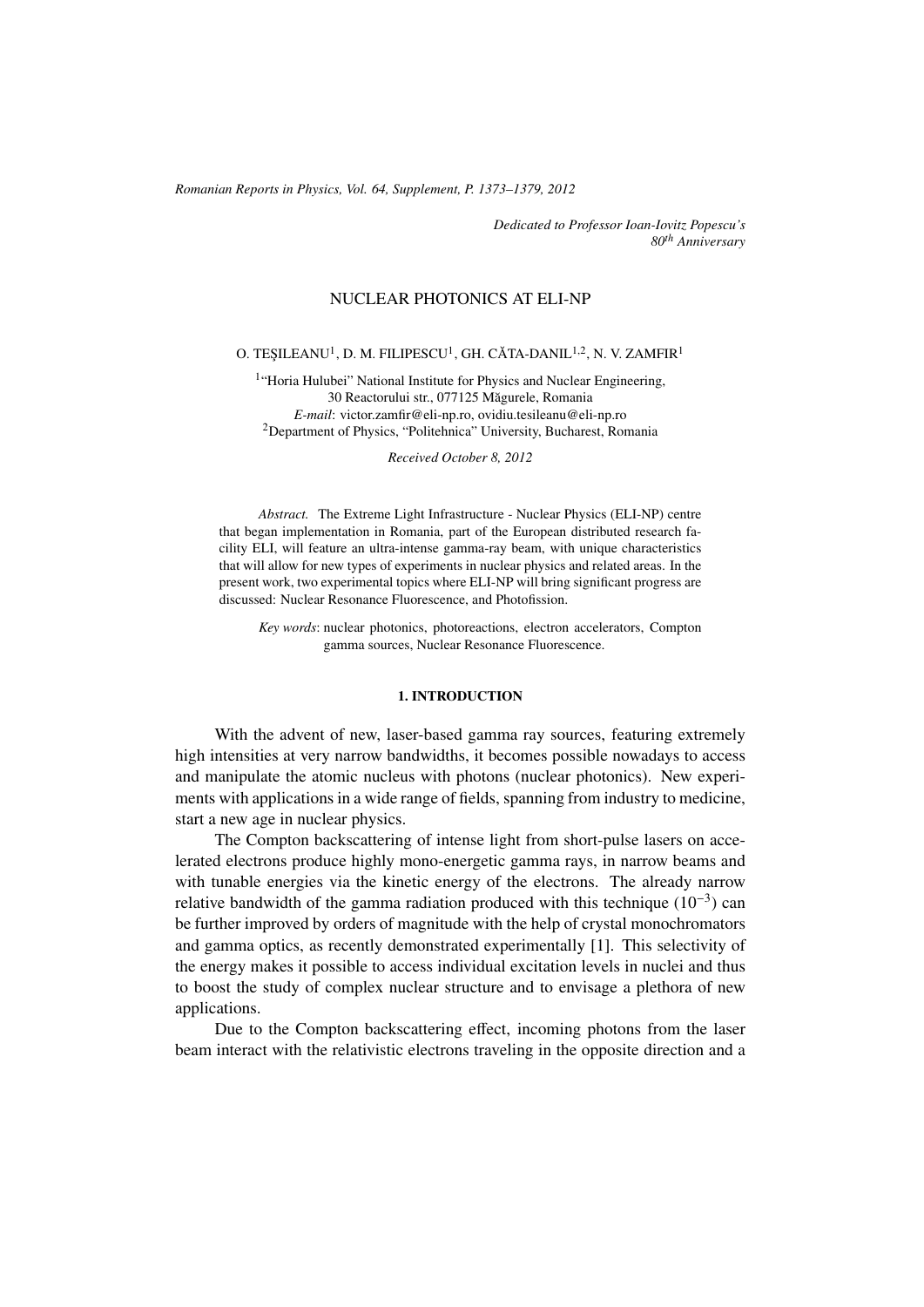*Dedicated to Professor Ioan-Iovitz Popescu's 80th Anniversary*

# NUCLEAR PHOTONICS AT ELI-NP

O. TEȘILEANU[1], D. M. FILIPESCU[1], GH. CĂTA-DANIL[1,2], N. V. ZAMFIR[1]

[1]"Horia Hulubei" National Institute for Physics and Nuclear Engineering, 30 Reactorului str., 077125 Măgurele, Romania
*E-mail*: victor.zamfir@eli-np.ro, ovidiu.tesileanu@eli-np.ro
[2]Department of Physics, "Politehnica" University, Bucharest, Romania

*Received October 8, 2012*

*Abstract.* The Extreme Light Infrastructure - Nuclear Physics (ELI-NP) centre that began implementation in Romania, part of the European distributed research facility ELI, will feature an ultra-intense gamma-ray beam, with unique characteristics that will allow for new types of experiments in nuclear physics and related areas. In the present work, two experimental topics where ELI-NP will bring significant progress are discussed: Nuclear Resonance Fluorescence, and Photofission.

*Key words*: nuclear photonics, photoreactions, electron accelerators, Compton gamma sources, Nuclear Resonance Fluorescence.

## 1. INTRODUCTION

With the advent of new, laser-based gamma ray sources, featuring extremely high intensities at very narrow bandwidths, it becomes possible nowadays to access and manipulate the atomic nucleus with photons (nuclear photonics). New experiments with applications in a wide range of fields, spanning from industry to medicine, start a new age in nuclear physics.

The Compton backscattering of intense light from short-pulse lasers on accelerated electrons produce highly mono-energetic gamma rays, in narrow beams and with tunable energies via the kinetic energy of the electrons. The already narrow relative bandwidth of the gamma radiation produced with this technique ($10^{-3}$) can be further improved by orders of magnitude with the help of crystal monochromators and gamma optics, as recently demonstrated experimentally [1]. This selectivity of the energy makes it possible to access individual excitation levels in nuclei and thus to boost the study of complex nuclear structure and to envisage a plethora of new applications.

Due to the Compton backscattering effect, incoming photons from the laser beam interact with the relativistic electrons traveling in the opposite direction and a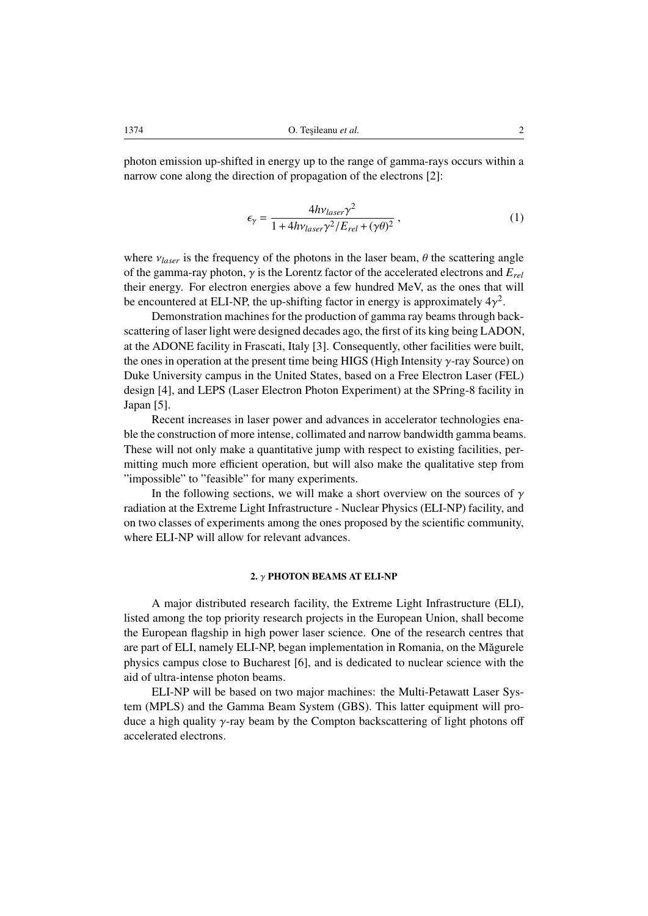photon emission up-shifted in energy up to the range of gamma-rays occurs within a narrow cone along the direction of propagation of the electrons [2]:

$$\epsilon_\gamma = \frac{4h\nu_{laser}\gamma^2}{1 + 4h\nu_{laser}\gamma^2/E_{rel} + (\gamma\theta)^2}\,, \tag{1}$$

where $\nu_{laser}$ is the frequency of the photons in the laser beam, $\theta$ the scattering angle of the gamma-ray photon, $\gamma$ is the Lorentz factor of the accelerated electrons and $E_{rel}$ their energy. For electron energies above a few hundred MeV, as the ones that will be encountered at ELI-NP, the up-shifting factor in energy is approximately $4\gamma^2$.

Demonstration machines for the production of gamma ray beams through backscattering of laser light were designed decades ago, the first of its king being LADON, at the ADONE facility in Frascati, Italy [3]. Consequently, other facilities were built, the ones in operation at the present time being HIGS (High Intensity $\gamma$-ray Source) on Duke University campus in the United States, based on a Free Electron Laser (FEL) design [4], and LEPS (Laser Electron Photon Experiment) at the SPring-8 facility in Japan [5].

Recent increases in laser power and advances in accelerator technologies enable the construction of more intense, collimated and narrow bandwidth gamma beams. These will not only make a quantitative jump with respect to existing facilities, permitting much more efficient operation, but will also make the qualitative step from "impossible" to "feasible" for many experiments.

In the following sections, we will make a short overview on the sources of $\gamma$ radiation at the Extreme Light Infrastructure - Nuclear Physics (ELI-NP) facility, and on two classes of experiments among the ones proposed by the scientific community, where ELI-NP will allow for relevant advances.

## 2. $\gamma$ PHOTON BEAMS AT ELI-NP

A major distributed research facility, the Extreme Light Infrastructure (ELI), listed among the top priority research projects in the European Union, shall become the European flagship in high power laser science. One of the research centres that are part of ELI, namely ELI-NP, began implementation in Romania, on the Măgurele physics campus close to Bucharest [6], and is dedicated to nuclear science with the aid of ultra-intense photon beams.

ELI-NP will be based on two major machines: the Multi-Petawatt Laser System (MPLS) and the Gamma Beam System (GBS). This latter equipment will produce a high quality $\gamma$-ray beam by the Compton backscattering of light photons off accelerated electrons.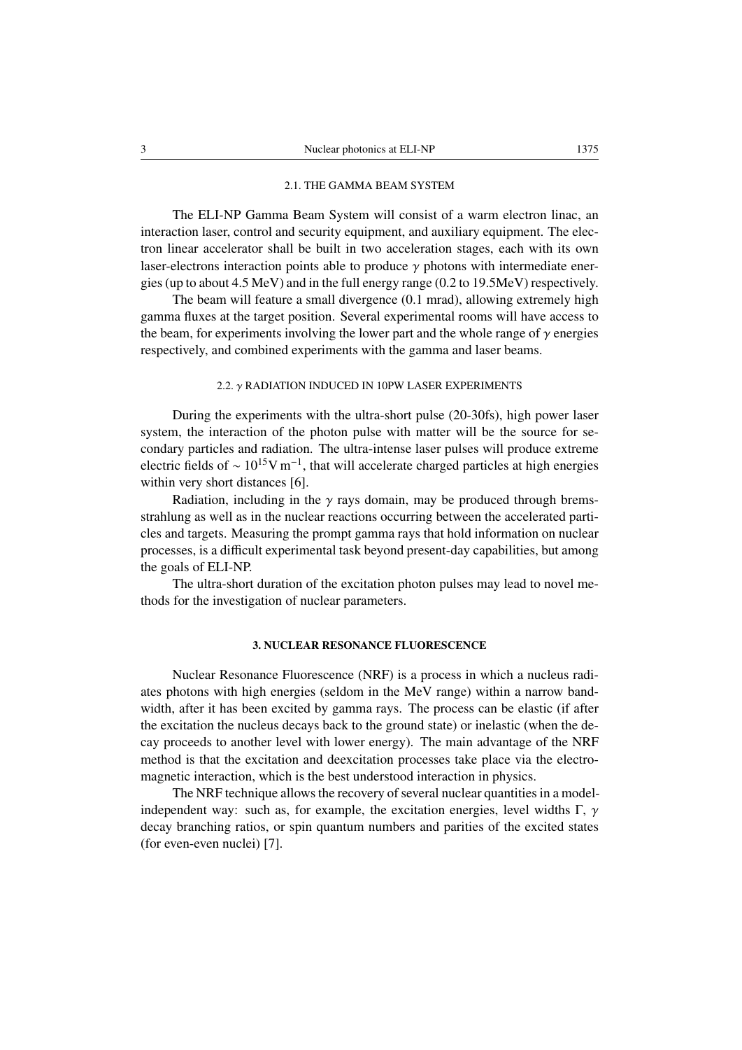### 2.1. THE GAMMA BEAM SYSTEM

The ELI-NP Gamma Beam System will consist of a warm electron linac, an interaction laser, control and security equipment, and auxiliary equipment. The electron linear accelerator shall be built in two acceleration stages, each with its own laser-electrons interaction points able to produce $\gamma$ photons with intermediate energies (up to about 4.5 MeV) and in the full energy range (0.2 to 19.5MeV) respectively.

The beam will feature a small divergence (0.1 mrad), allowing extremely high gamma fluxes at the target position. Several experimental rooms will have access to the beam, for experiments involving the lower part and the whole range of $\gamma$ energies respectively, and combined experiments with the gamma and laser beams.

### 2.2. $\gamma$ RADIATION INDUCED IN 10PW LASER EXPERIMENTS

During the experiments with the ultra-short pulse (20-30fs), high power laser system, the interaction of the photon pulse with matter will be the source for secondary particles and radiation. The ultra-intense laser pulses will produce extreme electric fields of $\sim 10^{15}\text{V m}^{-1}$, that will accelerate charged particles at high energies within very short distances [6].

Radiation, including in the $\gamma$ rays domain, may be produced through bremsstrahlung as well as in the nuclear reactions occurring between the accelerated particles and targets. Measuring the prompt gamma rays that hold information on nuclear processes, is a difficult experimental task beyond present-day capabilities, but among the goals of ELI-NP.

The ultra-short duration of the excitation photon pulses may lead to novel methods for the investigation of nuclear parameters.

## 3. NUCLEAR RESONANCE FLUORESCENCE

Nuclear Resonance Fluorescence (NRF) is a process in which a nucleus radiates photons with high energies (seldom in the MeV range) within a narrow bandwidth, after it has been excited by gamma rays. The process can be elastic (if after the excitation the nucleus decays back to the ground state) or inelastic (when the decay proceeds to another level with lower energy). The main advantage of the NRF method is that the excitation and deexcitation processes take place via the electromagnetic interaction, which is the best understood interaction in physics.

The NRF technique allows the recovery of several nuclear quantities in a model-independent way: such as, for example, the excitation energies, level widths $\Gamma$, $\gamma$ decay branching ratios, or spin quantum numbers and parities of the excited states (for even-even nuclei) [7].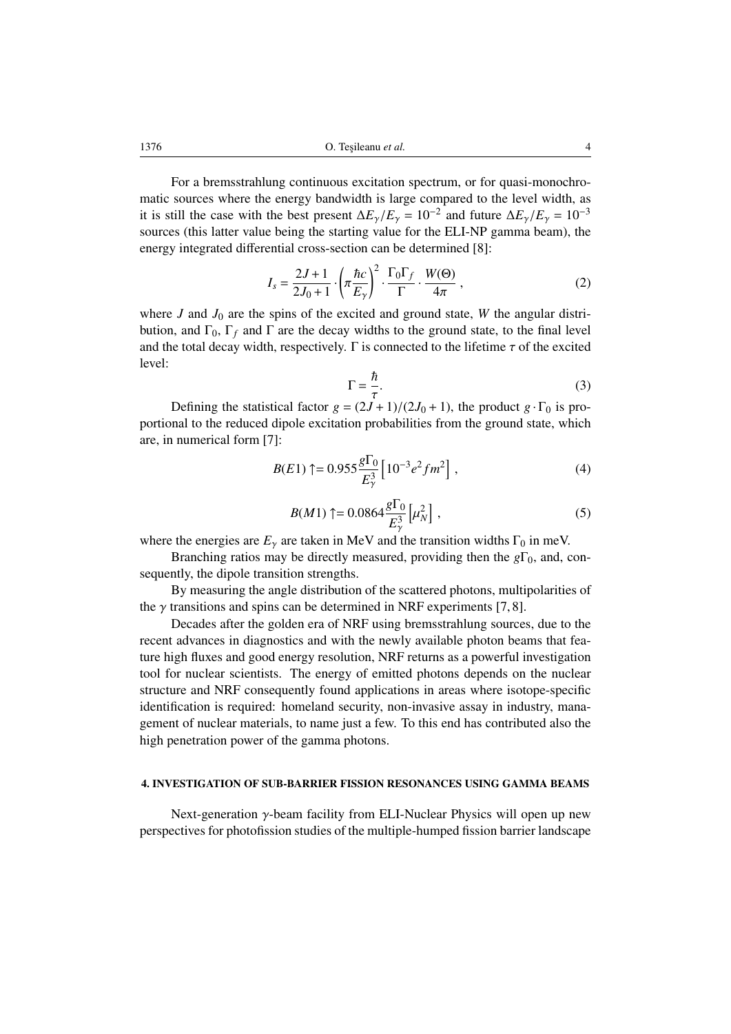For a bremsstrahlung continuous excitation spectrum, or for quasi-monochromatic sources where the energy bandwidth is large compared to the level width, as it is still the case with the best present $\Delta E_\gamma / E_\gamma = 10^{-2}$ and future $\Delta E_\gamma / E_\gamma = 10^{-3}$ sources (this latter value being the starting value for the ELI-NP gamma beam), the energy integrated differential cross-section can be determined [8]:

$$I_s = \frac{2J+1}{2J_0+1} \cdot \left(\pi \frac{\hbar c}{E_\gamma}\right)^2 \cdot \frac{\Gamma_0 \Gamma_f}{\Gamma} \cdot \frac{W(\Theta)}{4\pi}\,, \tag{2}$$

where $J$ and $J_0$ are the spins of the excited and ground state, $W$ the angular distribution, and $\Gamma_0$, $\Gamma_f$ and $\Gamma$ are the decay widths to the ground state, to the final level and the total decay width, respectively. $\Gamma$ is connected to the lifetime $\tau$ of the excited level:

$$\Gamma = \frac{\hbar}{\tau}. \tag{3}$$

Defining the statistical factor $g = (2J+1)/(2J_0+1)$, the product $g \cdot \Gamma_0$ is proportional to the reduced dipole excitation probabilities from the ground state, which are, in numerical form [7]:

$$B(E1) \uparrow = 0.955 \frac{g\Gamma_0}{E_\gamma^3} \left[10^{-3} e^2 fm^2\right]\,, \tag{4}$$

$$B(M1) \uparrow = 0.0864 \frac{g\Gamma_0}{E_\gamma^3} \left[\mu_N^2\right]\,, \tag{5}$$

where the energies are $E_\gamma$ are taken in MeV and the transition widths $\Gamma_0$ in meV.

Branching ratios may be directly measured, providing then the $g\Gamma_0$, and, consequently, the dipole transition strengths.

By measuring the angle distribution of the scattered photons, multipolarities of the $\gamma$ transitions and spins can be determined in NRF experiments [7, 8].

Decades after the golden era of NRF using bremsstrahlung sources, due to the recent advances in diagnostics and with the newly available photon beams that feature high fluxes and good energy resolution, NRF returns as a powerful investigation tool for nuclear scientists. The energy of emitted photons depends on the nuclear structure and NRF consequently found applications in areas where isotope-specific identification is required: homeland security, non-invasive assay in industry, management of nuclear materials, to name just a few. To this end has contributed also the high penetration power of the gamma photons.

## 4. INVESTIGATION OF SUB-BARRIER FISSION RESONANCES USING GAMMA BEAMS

Next-generation $\gamma$-beam facility from ELI-Nuclear Physics will open up new perspectives for photofission studies of the multiple-humped fission barrier landscape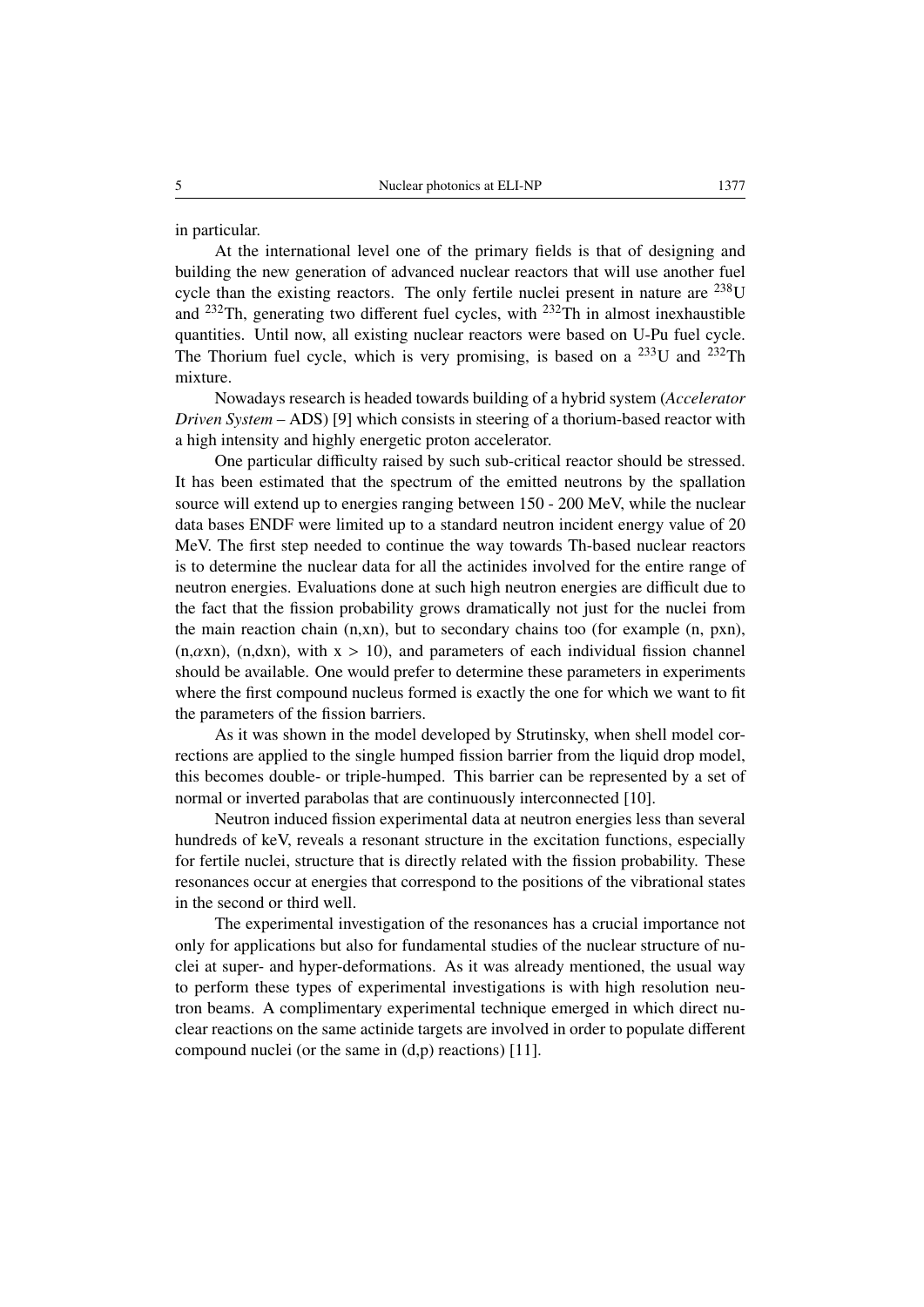in particular.

At the international level one of the primary fields is that of designing and building the new generation of advanced nuclear reactors that will use another fuel cycle than the existing reactors. The only fertile nuclei present in nature are $^{238}$U and $^{232}$Th, generating two different fuel cycles, with $^{232}$Th in almost inexhaustible quantities. Until now, all existing nuclear reactors were based on U-Pu fuel cycle. The Thorium fuel cycle, which is very promising, is based on a $^{233}$U and $^{232}$Th mixture.

Nowadays research is headed towards building of a hybrid system (*Accelerator Driven System* – ADS) [9] which consists in steering of a thorium-based reactor with a high intensity and highly energetic proton accelerator.

One particular difficulty raised by such sub-critical reactor should be stressed. It has been estimated that the spectrum of the emitted neutrons by the spallation source will extend up to energies ranging between 150 - 200 MeV, while the nuclear data bases ENDF were limited up to a standard neutron incident energy value of 20 MeV. The first step needed to continue the way towards Th-based nuclear reactors is to determine the nuclear data for all the actinides involved for the entire range of neutron energies. Evaluations done at such high neutron energies are difficult due to the fact that the fission probability grows dramatically not just for the nuclei from the main reaction chain (n,xn), but to secondary chains too (for example (n, pxn), (n,$\alpha$xn), (n,dxn), with $x > 10$), and parameters of each individual fission channel should be available. One would prefer to determine these parameters in experiments where the first compound nucleus formed is exactly the one for which we want to fit the parameters of the fission barriers.

As it was shown in the model developed by Strutinsky, when shell model corrections are applied to the single humped fission barrier from the liquid drop model, this becomes double- or triple-humped. This barrier can be represented by a set of normal or inverted parabolas that are continuously interconnected [10].

Neutron induced fission experimental data at neutron energies less than several hundreds of keV, reveals a resonant structure in the excitation functions, especially for fertile nuclei, structure that is directly related with the fission probability. These resonances occur at energies that correspond to the positions of the vibrational states in the second or third well.

The experimental investigation of the resonances has a crucial importance not only for applications but also for fundamental studies of the nuclear structure of nuclei at super- and hyper-deformations. As it was already mentioned, the usual way to perform these types of experimental investigations is with high resolution neutron beams. A complimentary experimental technique emerged in which direct nuclear reactions on the same actinide targets are involved in order to populate different compound nuclei (or the same in (d,p) reactions) [11].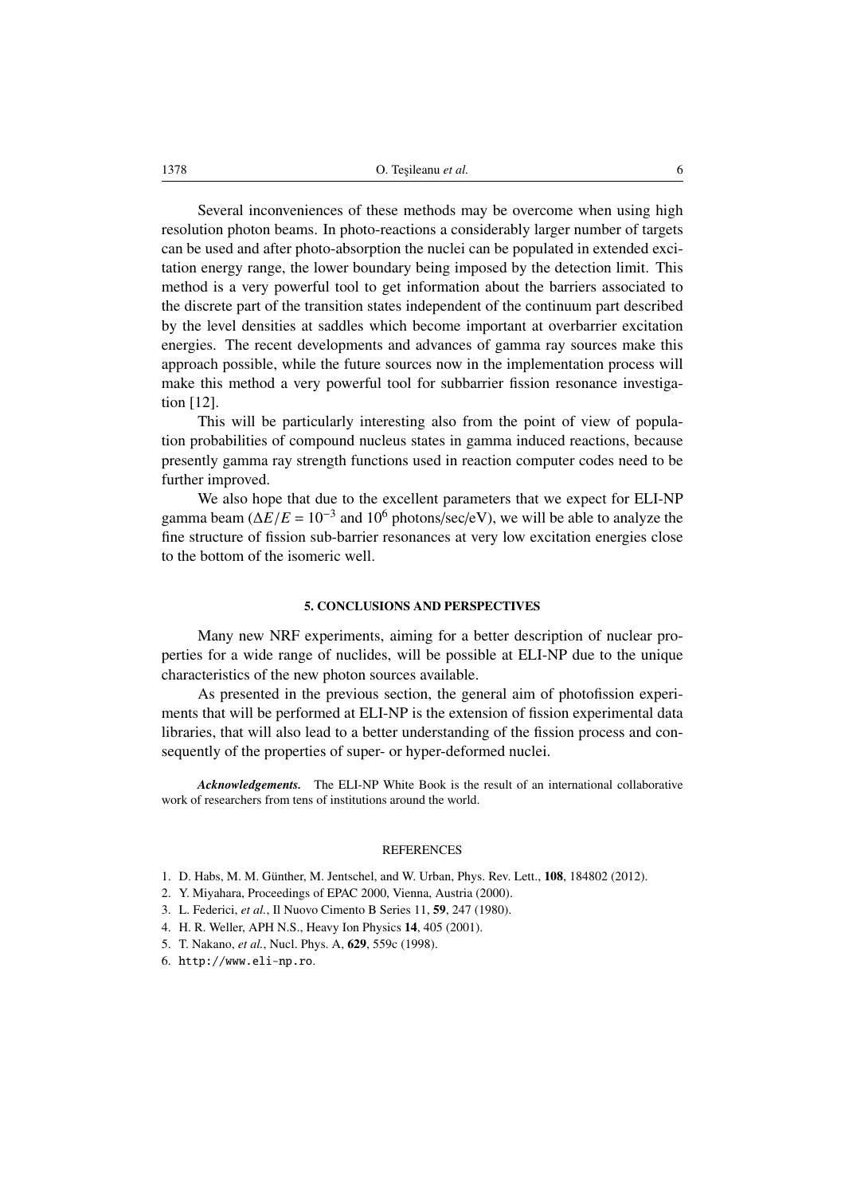Several inconveniences of these methods may be overcome when using high resolution photon beams. In photo-reactions a considerably larger number of targets can be used and after photo-absorption the nuclei can be populated in extended excitation energy range, the lower boundary being imposed by the detection limit. This method is a very powerful tool to get information about the barriers associated to the discrete part of the transition states independent of the continuum part described by the level densities at saddles which become important at overbarrier excitation energies. The recent developments and advances of gamma ray sources make this approach possible, while the future sources now in the implementation process will make this method a very powerful tool for subbarrier fission resonance investigation [12].

This will be particularly interesting also from the point of view of population probabilities of compound nucleus states in gamma induced reactions, because presently gamma ray strength functions used in reaction computer codes need to be further improved.

We also hope that due to the excellent parameters that we expect for ELI-NP gamma beam ($\Delta E/E = 10^{-3}$ and $10^6$ photons/sec/eV), we will be able to analyze the fine structure of fission sub-barrier resonances at very low excitation energies close to the bottom of the isomeric well.

## 5. CONCLUSIONS AND PERSPECTIVES

Many new NRF experiments, aiming for a better description of nuclear properties for a wide range of nuclides, will be possible at ELI-NP due to the unique characteristics of the new photon sources available.

As presented in the previous section, the general aim of photofission experiments that will be performed at ELI-NP is the extension of fission experimental data libraries, that will also lead to a better understanding of the fission process and consequently of the properties of super- or hyper-deformed nuclei.

***Acknowledgements.*** The ELI-NP White Book is the result of an international collaborative work of researchers from tens of institutions around the world.

## REFERENCES

1. D. Habs, M. M. Günther, M. Jentschel, and W. Urban, Phys. Rev. Lett., **108**, 184802 (2012).
2. Y. Miyahara, Proceedings of EPAC 2000, Vienna, Austria (2000).
3. L. Federici, *et al.*, Il Nuovo Cimento B Series 11, **59**, 247 (1980).
4. H. R. Weller, APH N.S., Heavy Ion Physics **14**, 405 (2001).
5. T. Nakano, *et al.*, Nucl. Phys. A, **629**, 559c (1998).
6. http://www.eli-np.ro.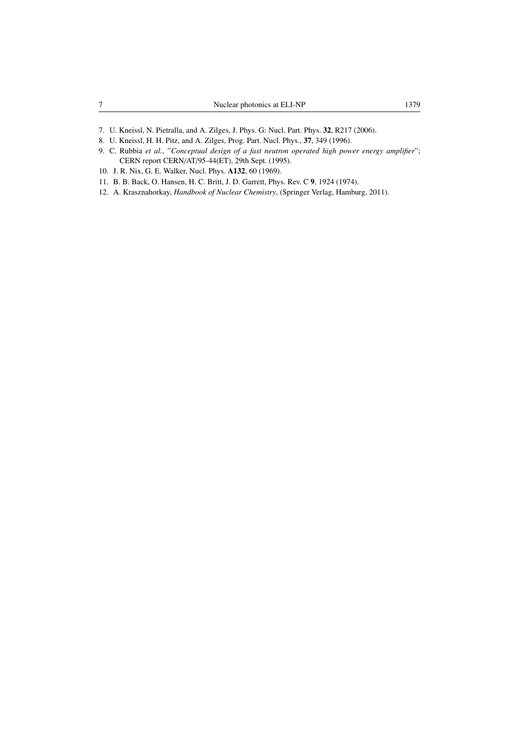7. U. Kneissl, N. Pietralla, and A. Zilges, J. Phys. G: Nucl. Part. Phys. **32**, R217 (2006).
8. U. Kneissl, H. H. Pitz, and A. Zilges, Prog. Part. Nucl. Phys., **37**, 349 (1996).
9. C. Rubbia *et al.*, "*Conceptual design of a fast neutron operated high power energy amplifier*"; CERN report CERN/AT/95-44(ET), 29th Sept. (1995).
10. J. R. Nix, G. E. Walker, Nucl. Phys. **A132**, 60 (1969).
11. B. B. Back, O. Hansen, H. C. Britt, J. D. Garrett, Phys. Rev. C **9**, 1924 (1974).
12. A. Krasznahorkay, *Handbook of Nuclear Chemistry*, (Springer Verlag, Hamburg, 2011).